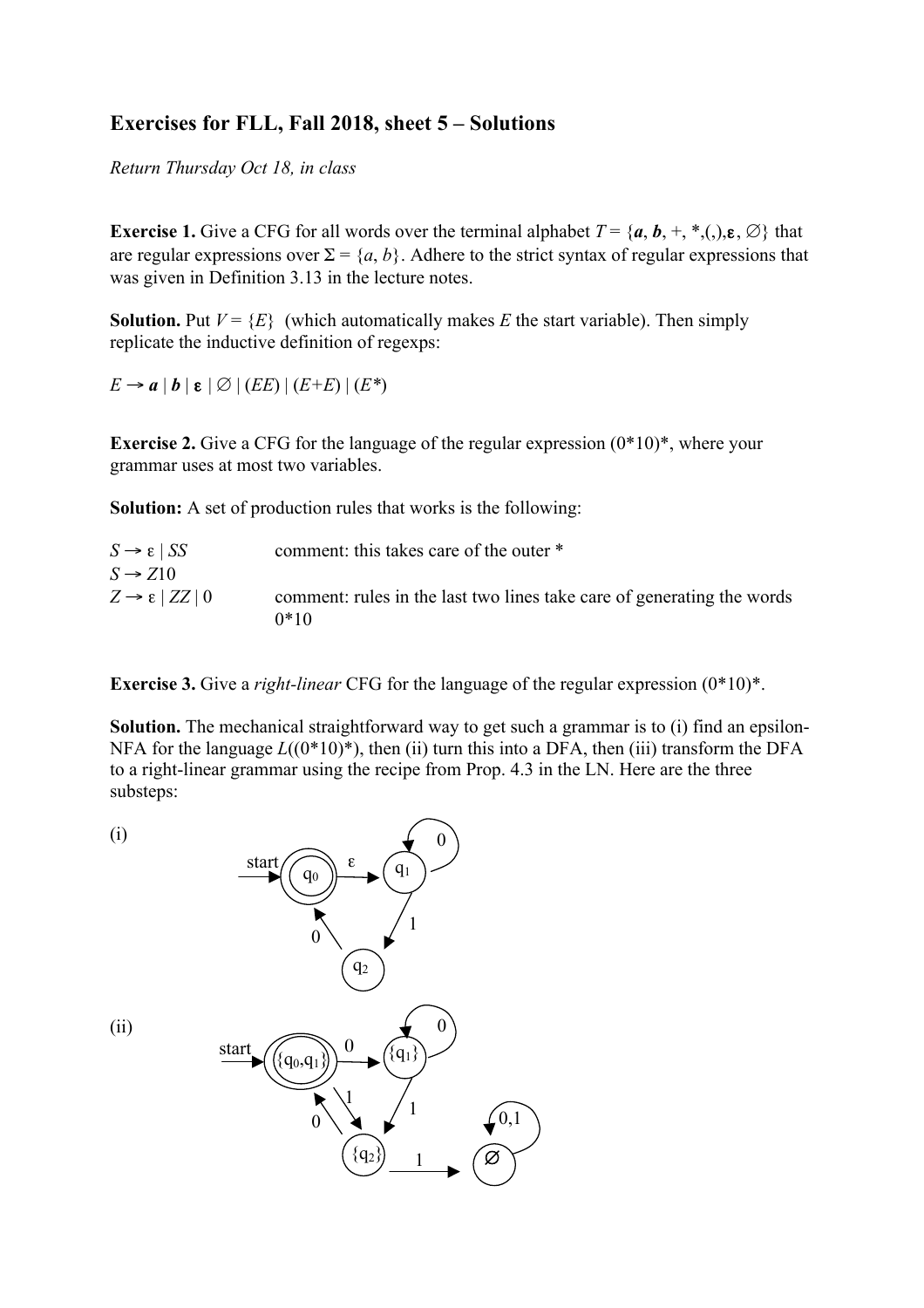# Exercises for FLL, Fall 2018, sheet 5 – Solutions

*Return Thursday Oct 18, in class*

**Exercise 1.** Give a CFG for all words over the terminal alphabet $T = \{\boldsymbol{a}, \boldsymbol{b}, +, *, (, ), \boldsymbol{\varepsilon}, \varnothing\}$ that are regular expressions over $\Sigma = \{a, b\}$. Adhere to the strict syntax of regular expressions that was given in Definition 3.13 in the lecture notes.

**Solution.** Put $V = \{E\}$ (which automatically makes $E$ the start variable). Then simply replicate the inductive definition of regexps:

$E \rightarrow \boldsymbol{a} \mid \boldsymbol{b} \mid \boldsymbol{\varepsilon} \mid \varnothing \mid (EE) \mid (E+E) \mid (E^*)$

**Exercise 2.** Give a CFG for the language of the regular expression (0*10)*, where your grammar uses at most two variables.

**Solution:** A set of production rules that works is the following:

$S \rightarrow \varepsilon \mid SS$ comment: this takes care of the outer *

$S \rightarrow Z10$

$Z \rightarrow \varepsilon \mid ZZ \mid 0$ comment: rules in the last two lines take care of generating the words 0*10

**Exercise 3.** Give a *right-linear* CFG for the language of the regular expression (0*10)*.

**Solution.** The mechanical straightforward way to get such a grammar is to (i) find an epsilon-NFA for the language $L$((0*10)*), then (ii) turn this into a DFA, then (iii) transform the DFA to a right-linear grammar using the recipe from Prop. 4.3 in the LN. Here are the three substeps:

(i)

(ii)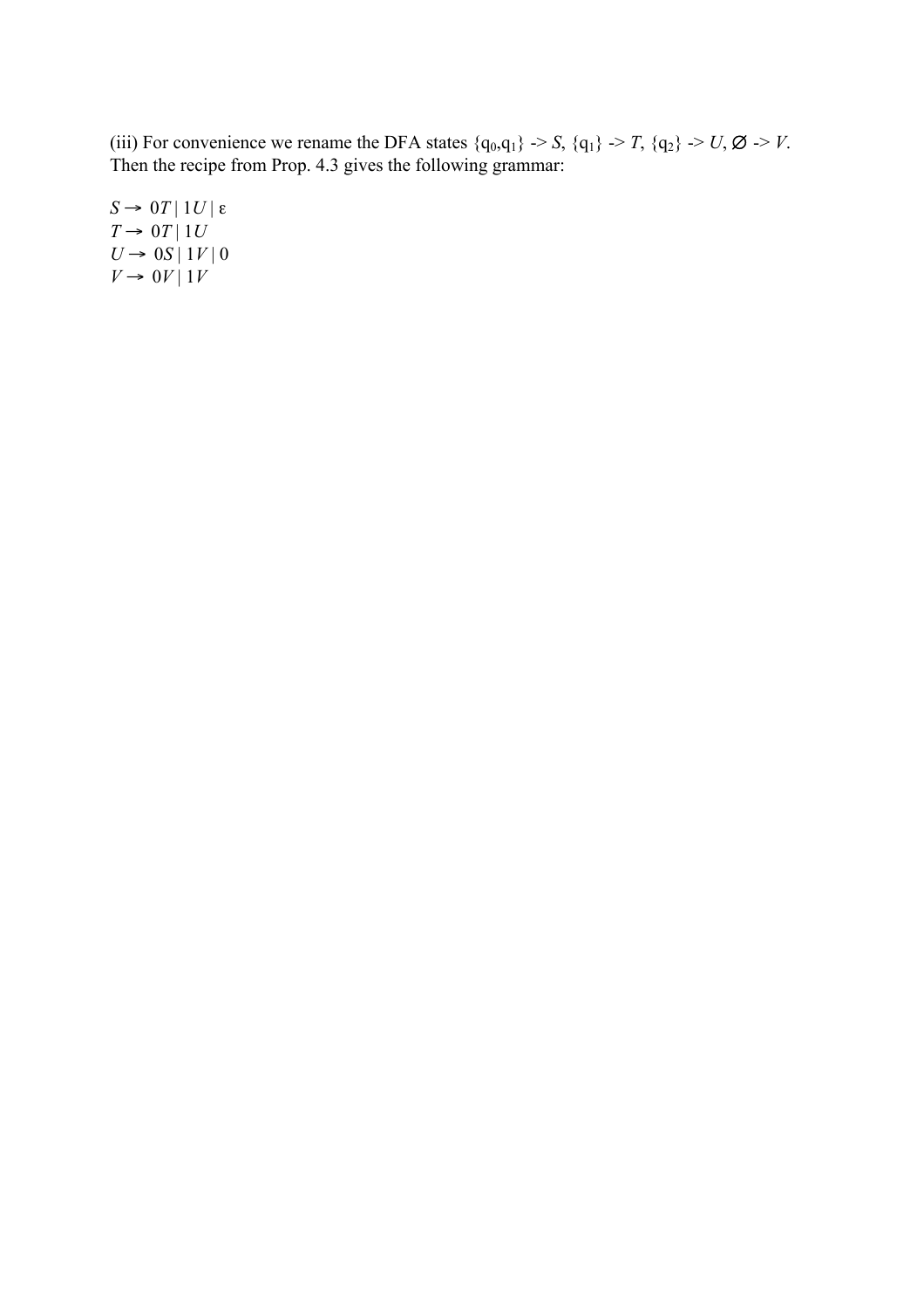(iii) For convenience we rename the DFA states $\{q_0,q_1\}$ -> $S$, $\{q_1\}$ -> $T$, $\{q_2\}$ -> $U$, $\varnothing$ -> $V$. Then the recipe from Prop. 4.3 gives the following grammar:

$S \rightarrow 0T \mid 1U \mid \varepsilon$
$T \rightarrow 0T \mid 1U$
$U \rightarrow 0S \mid 1V \mid 0$
$V \rightarrow 0V \mid 1V$